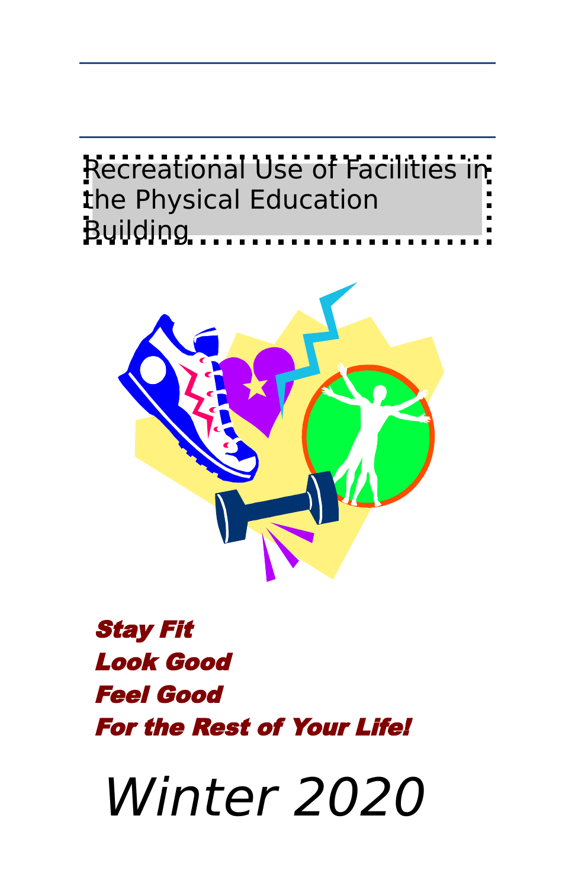# Recreational Use of Facilities in the Physical Education Building

***Stay Fit***
***Look Good***
***Feel Good***
***For the Rest of Your Life!***

*Winter 2020*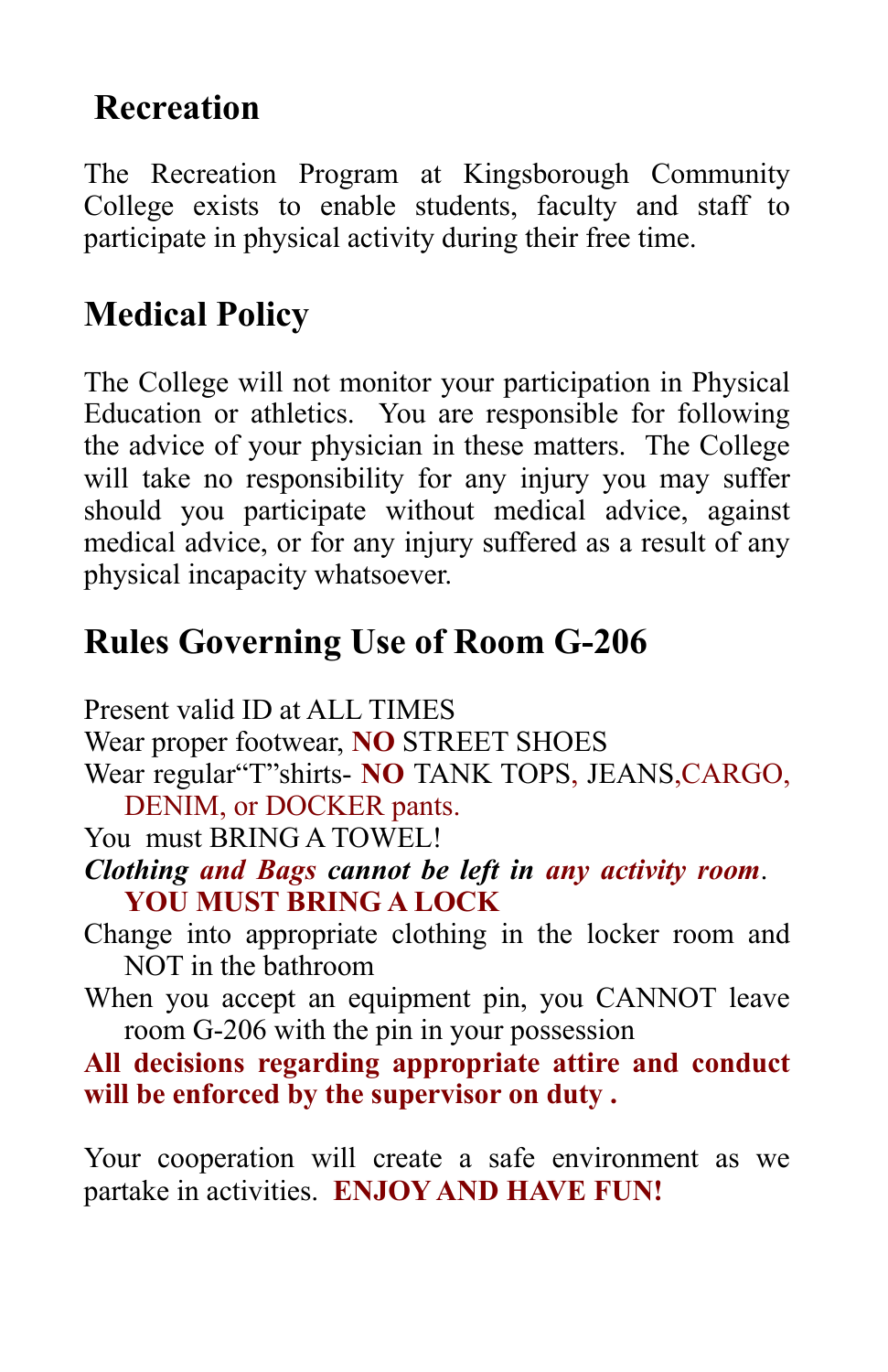## Recreation

The Recreation Program at Kingsborough Community College exists to enable students, faculty and staff to participate in physical activity during their free time.

## Medical Policy

The College will not monitor your participation in Physical Education or athletics. You are responsible for following the advice of your physician in these matters. The College will take no responsibility for any injury you may suffer should you participate without medical advice, against medical advice, or for any injury suffered as a result of any physical incapacity whatsoever.

## Rules Governing Use of Room G-206

Present valid ID at ALL TIMES

Wear proper footwear, **NO** STREET SHOES

Wear regular"T"shirts- **NO** TANK TOPS, JEANS,CARGO, DENIM, or DOCKER pants.

You must BRING A TOWEL!

***Clothing and Bags cannot be left in any activity room.***
**YOU MUST BRING A LOCK**

Change into appropriate clothing in the locker room and NOT in the bathroom

When you accept an equipment pin, you CANNOT leave room G-206 with the pin in your possession

**All decisions regarding appropriate attire and conduct will be enforced by the supervisor on duty .**

Your cooperation will create a safe environment as we partake in activities. **ENJOY AND HAVE FUN!**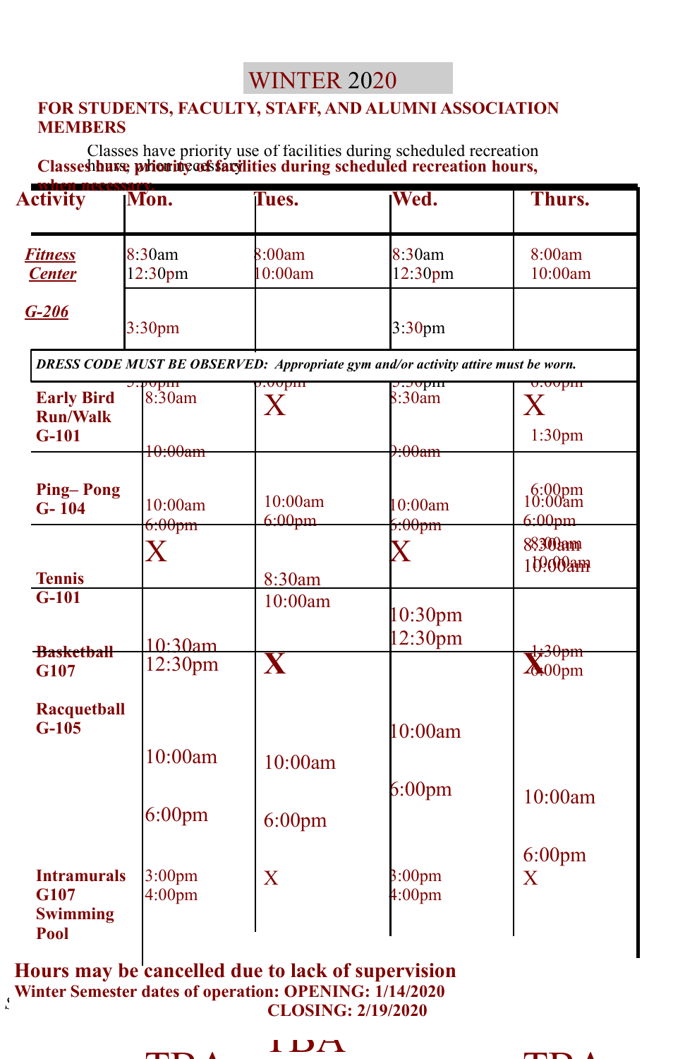# WINTER 2020

**FOR STUDENTS, FACULTY, STAFF, AND ALUMNI ASSOCIATION MEMBERS**

Classes have priority use of facilities during scheduled recreation hours, when necessary.

**Classes have priority use of facilities during scheduled recreation hours, when necessary.**

| Activity | Mon. | Tues. | Wed. | Thurs. |
|---|---|---|---|---|
| **Fitness Center G-206** | 8:30am 12:30pm 3:30pm 5:30pm | 8:00am 10:00am 6:00pm | 8:30am 12:30pm 3:30pm 5:30pm | 8:00am 10:00am 6:00pm |

***DRESS CODE MUST BE OBSERVED: Appropriate gym and/or activity attire must be worn.***

| Activity | Mon. | Tues. | Wed. | Thurs. |
|---|---|---|---|---|
| **Early Bird Run/Walk G-101** | 8:30am 10:00am | X | 8:30am 9:00am | X |
| | | | | 1:30pm 6:00pm |
| **Ping– Pong G- 104** | 10:00am 6:00pm | 10:00am 6:00pm | 10:00am 6:00pm | 10:00am 6:00pm |
| | X | | X | 8:30am 10:00am |
| **Tennis G-101** | | 8:30am 10:00am | 10:30pm 12:30pm | |
| **Basketball G107** | 10:30am 12:30pm | X | | X 1:30pm 6:00pm |
| **Racquetball G-105** | 10:00am 6:00pm | 10:00am 6:00pm | 10:00am 6:00pm | 10:00am 6:00pm |
| **Intramurals G107 Swimming Pool** | 3:00pm 4:00pm | X | 3:00pm 4:00pm | X |

**Hours may be cancelled due to lack of supervision**

**Winter Semester dates of operation: OPENING: 1/14/2020**
**CLOSING: 2/19/2020**

TBA TBA TBA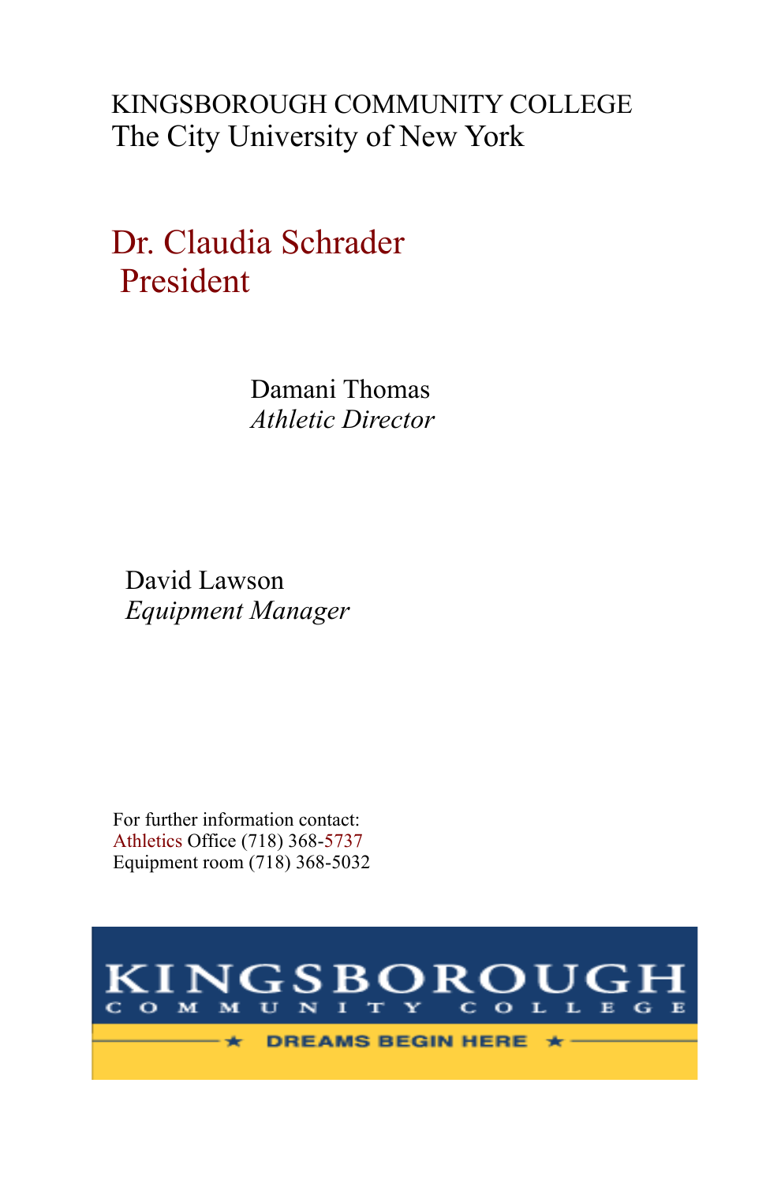KINGSBOROUGH COMMUNITY COLLEGE
The City University of New York

Dr. Claudia Schrader
President

Damani Thomas
*Athletic Director*

David Lawson
*Equipment Manager*

For further information contact:
Athletics Office (718) 368-5737
Equipment room (718) 368-5032

KINGSBOROUGH
COMMUNITY COLLEGE
★ DREAMS BEGIN HERE ★